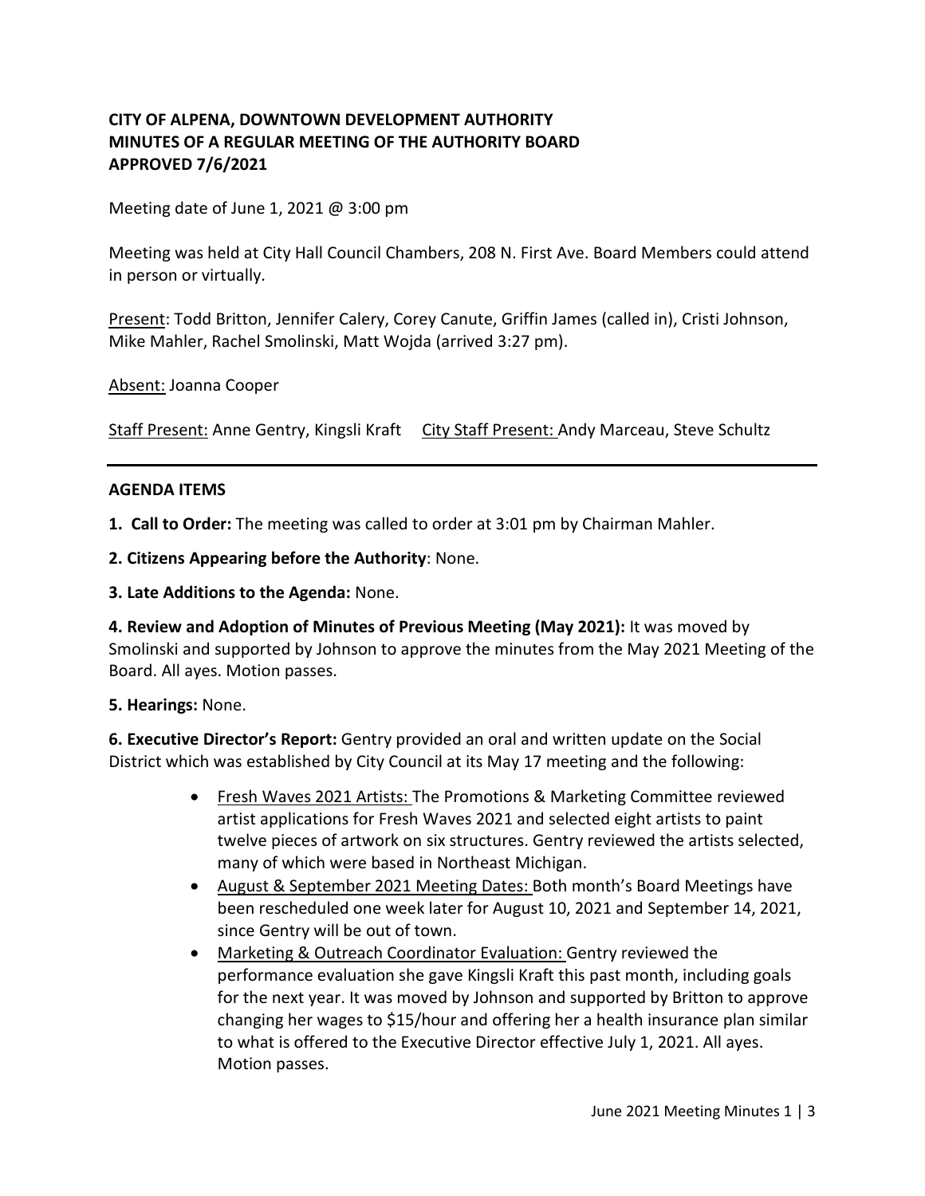**CITY OF ALPENA, DOWNTOWN DEVELOPMENT AUTHORITY**
**MINUTES OF A REGULAR MEETING OF THE AUTHORITY BOARD**
**APPROVED 7/6/2021**

Meeting date of June 1, 2021 @ 3:00 pm

Meeting was held at City Hall Council Chambers, 208 N. First Ave. Board Members could attend in person or virtually.

Present: Todd Britton, Jennifer Calery, Corey Canute, Griffin James (called in), Cristi Johnson, Mike Mahler, Rachel Smolinski, Matt Wojda (arrived 3:27 pm).

Absent: Joanna Cooper

Staff Present: Anne Gentry, Kingsli Kraft     City Staff Present: Andy Marceau, Steve Schultz

---

## AGENDA ITEMS

**1. Call to Order:** The meeting was called to order at 3:01 pm by Chairman Mahler.

**2. Citizens Appearing before the Authority**: None.

**3. Late Additions to the Agenda:** None.

**4. Review and Adoption of Minutes of Previous Meeting (May 2021):** It was moved by Smolinski and supported by Johnson to approve the minutes from the May 2021 Meeting of the Board. All ayes. Motion passes.

**5. Hearings:** None.

**6. Executive Director's Report:** Gentry provided an oral and written update on the Social District which was established by City Council at its May 17 meeting and the following:

- Fresh Waves 2021 Artists: The Promotions & Marketing Committee reviewed artist applications for Fresh Waves 2021 and selected eight artists to paint twelve pieces of artwork on six structures. Gentry reviewed the artists selected, many of which were based in Northeast Michigan.
- August & September 2021 Meeting Dates: Both month's Board Meetings have been rescheduled one week later for August 10, 2021 and September 14, 2021, since Gentry will be out of town.
- Marketing & Outreach Coordinator Evaluation: Gentry reviewed the performance evaluation she gave Kingsli Kraft this past month, including goals for the next year. It was moved by Johnson and supported by Britton to approve changing her wages to $15/hour and offering her a health insurance plan similar to what is offered to the Executive Director effective July 1, 2021. All ayes. Motion passes.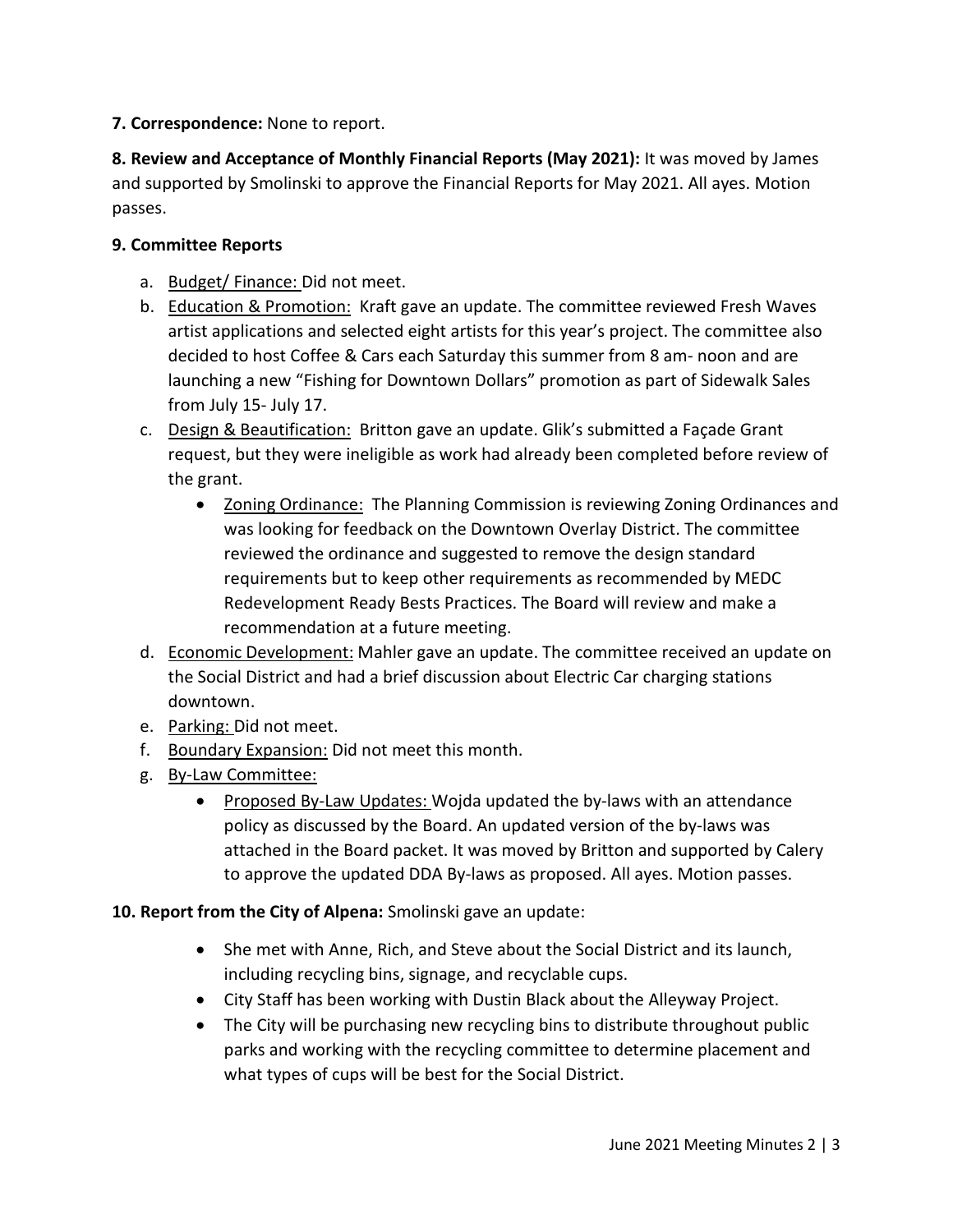**7. Correspondence:** None to report.

**8. Review and Acceptance of Monthly Financial Reports (May 2021):** It was moved by James and supported by Smolinski to approve the Financial Reports for May 2021. All ayes. Motion passes.

**9. Committee Reports**

a. Budget/ Finance: Did not meet.

b. Education & Promotion: Kraft gave an update. The committee reviewed Fresh Waves artist applications and selected eight artists for this year's project. The committee also decided to host Coffee & Cars each Saturday this summer from 8 am- noon and are launching a new "Fishing for Downtown Dollars" promotion as part of Sidewalk Sales from July 15- July 17.

c. Design & Beautification: Britton gave an update. Glik's submitted a Façade Grant request, but they were ineligible as work had already been completed before review of the grant.

- Zoning Ordinance: The Planning Commission is reviewing Zoning Ordinances and was looking for feedback on the Downtown Overlay District. The committee reviewed the ordinance and suggested to remove the design standard requirements but to keep other requirements as recommended by MEDC Redevelopment Ready Bests Practices. The Board will review and make a recommendation at a future meeting.

d. Economic Development: Mahler gave an update. The committee received an update on the Social District and had a brief discussion about Electric Car charging stations downtown.

e. Parking: Did not meet.

f. Boundary Expansion: Did not meet this month.

g. By-Law Committee:

- Proposed By-Law Updates: Wojda updated the by-laws with an attendance policy as discussed by the Board. An updated version of the by-laws was attached in the Board packet. It was moved by Britton and supported by Calery to approve the updated DDA By-laws as proposed. All ayes. Motion passes.

**10. Report from the City of Alpena:** Smolinski gave an update:

- She met with Anne, Rich, and Steve about the Social District and its launch, including recycling bins, signage, and recyclable cups.
- City Staff has been working with Dustin Black about the Alleyway Project.
- The City will be purchasing new recycling bins to distribute throughout public parks and working with the recycling committee to determine placement and what types of cups will be best for the Social District.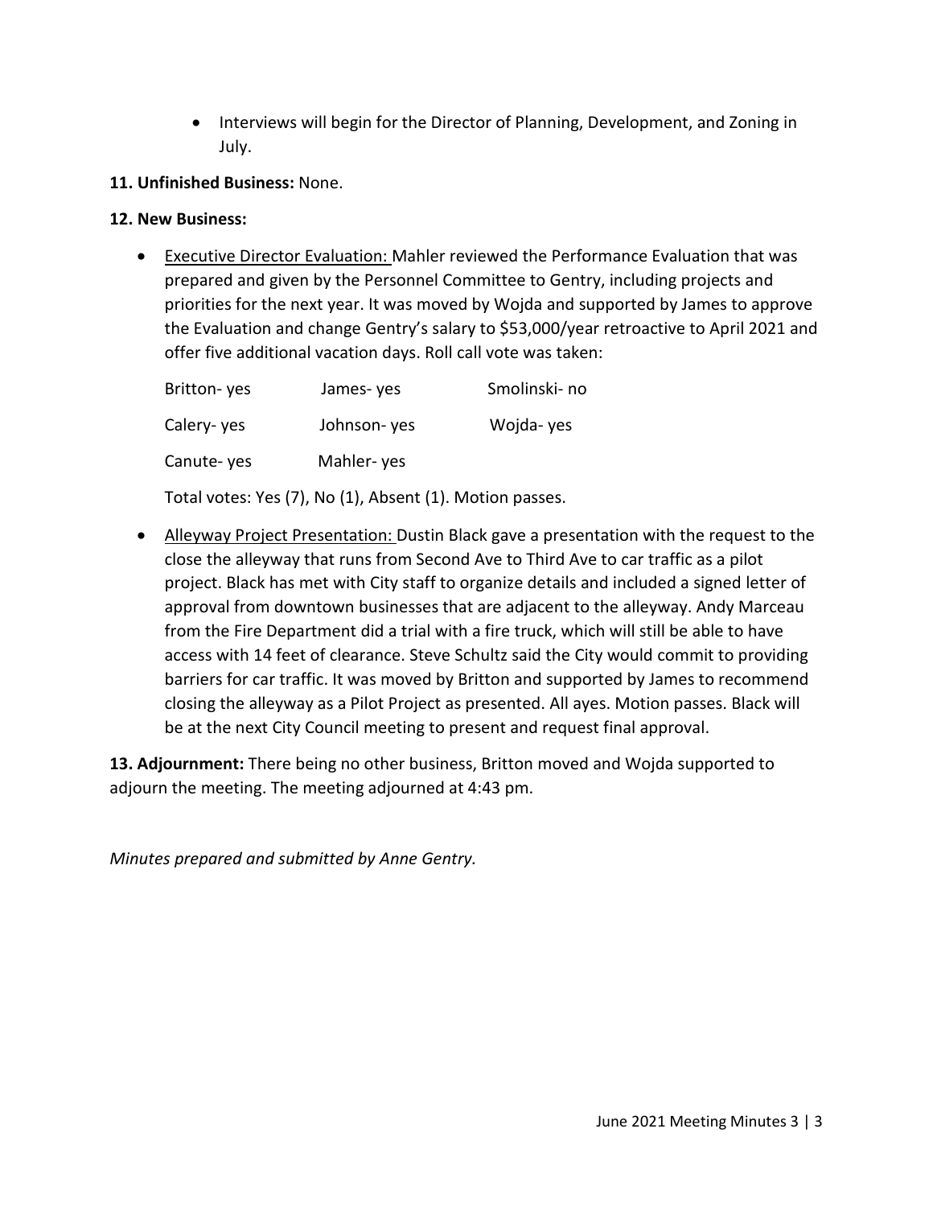- Interviews will begin for the Director of Planning, Development, and Zoning in July.

**11. Unfinished Business:** None.

**12. New Business:**

- Executive Director Evaluation: Mahler reviewed the Performance Evaluation that was prepared and given by the Personnel Committee to Gentry, including projects and priorities for the next year. It was moved by Wojda and supported by James to approve the Evaluation and change Gentry's salary to $53,000/year retroactive to April 2021 and offer five additional vacation days. Roll call vote was taken:

| | | |
|---|---|---|
| Britton- yes | James- yes | Smolinski- no |
| Calery- yes | Johnson- yes | Wojda- yes |
| Canute- yes | Mahler- yes | |

  Total votes: Yes (7), No (1), Absent (1). Motion passes.

- Alleyway Project Presentation: Dustin Black gave a presentation with the request to the close the alleyway that runs from Second Ave to Third Ave to car traffic as a pilot project. Black has met with City staff to organize details and included a signed letter of approval from downtown businesses that are adjacent to the alleyway. Andy Marceau from the Fire Department did a trial with a fire truck, which will still be able to have access with 14 feet of clearance. Steve Schultz said the City would commit to providing barriers for car traffic. It was moved by Britton and supported by James to recommend closing the alleyway as a Pilot Project as presented. All ayes. Motion passes. Black will be at the next City Council meeting to present and request final approval.

**13. Adjournment:** There being no other business, Britton moved and Wojda supported to adjourn the meeting. The meeting adjourned at 4:43 pm.

*Minutes prepared and submitted by Anne Gentry.*